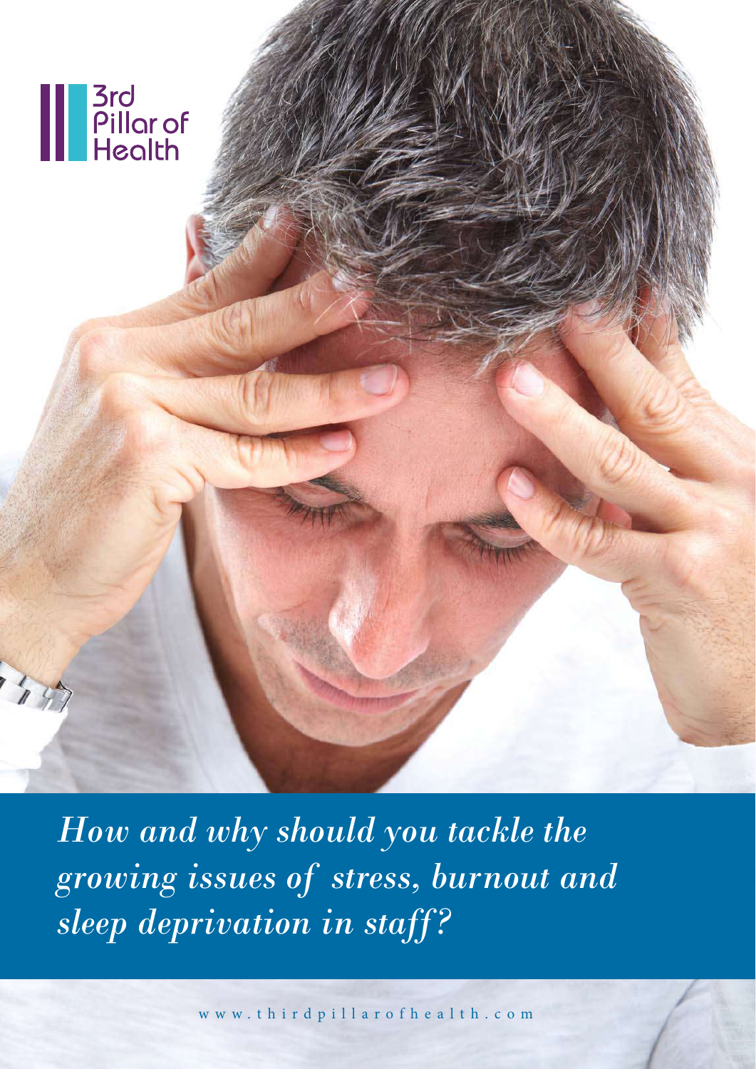3rd Pillar of Health

# *How and why should you tackle the growing issues of stress, burnout and sleep deprivation in staff?*

www.thirdpillarofhealth.com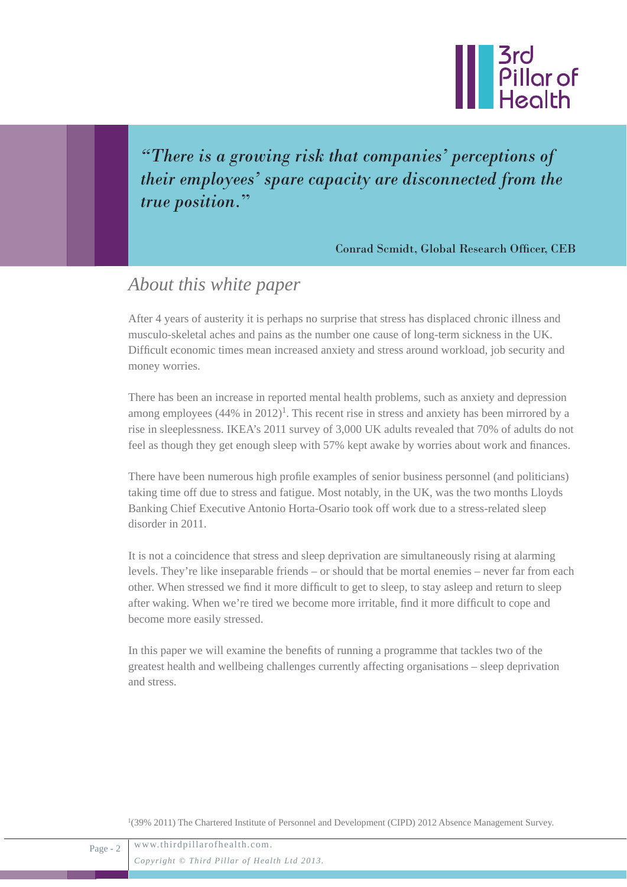> *"There is a growing risk that companies' perceptions of their employees' spare capacity are disconnected from the true position."*
>
> Conrad Scmidt, Global Research Officer, CEB

## *About this white paper*

After 4 years of austerity it is perhaps no surprise that stress has displaced chronic illness and musculo-skeletal aches and pains as the number one cause of long-term sickness in the UK. Difficult economic times mean increased anxiety and stress around workload, job security and money worries.

There has been an increase in reported mental health problems, such as anxiety and depression among employees (44% in 2012)[1]. This recent rise in stress and anxiety has been mirrored by a rise in sleeplessness. IKEA's 2011 survey of 3,000 UK adults revealed that 70% of adults do not feel as though they get enough sleep with 57% kept awake by worries about work and finances.

There have been numerous high profile examples of senior business personnel (and politicians) taking time off due to stress and fatigue. Most notably, in the UK, was the two months Lloyds Banking Chief Executive Antonio Horta-Osario took off work due to a stress-related sleep disorder in 2011.

It is not a coincidence that stress and sleep deprivation are simultaneously rising at alarming levels. They're like inseparable friends – or should that be mortal enemies – never far from each other. When stressed we find it more difficult to get to sleep, to stay asleep and return to sleep after waking. When we're tired we become more irritable, find it more difficult to cope and become more easily stressed.

In this paper we will examine the benefits of running a programme that tackles two of the greatest health and wellbeing challenges currently affecting organisations – sleep deprivation and stress.

[1](39% 2011) The Chartered Institute of Personnel and Development (CIPD) 2012 Absence Management Survey.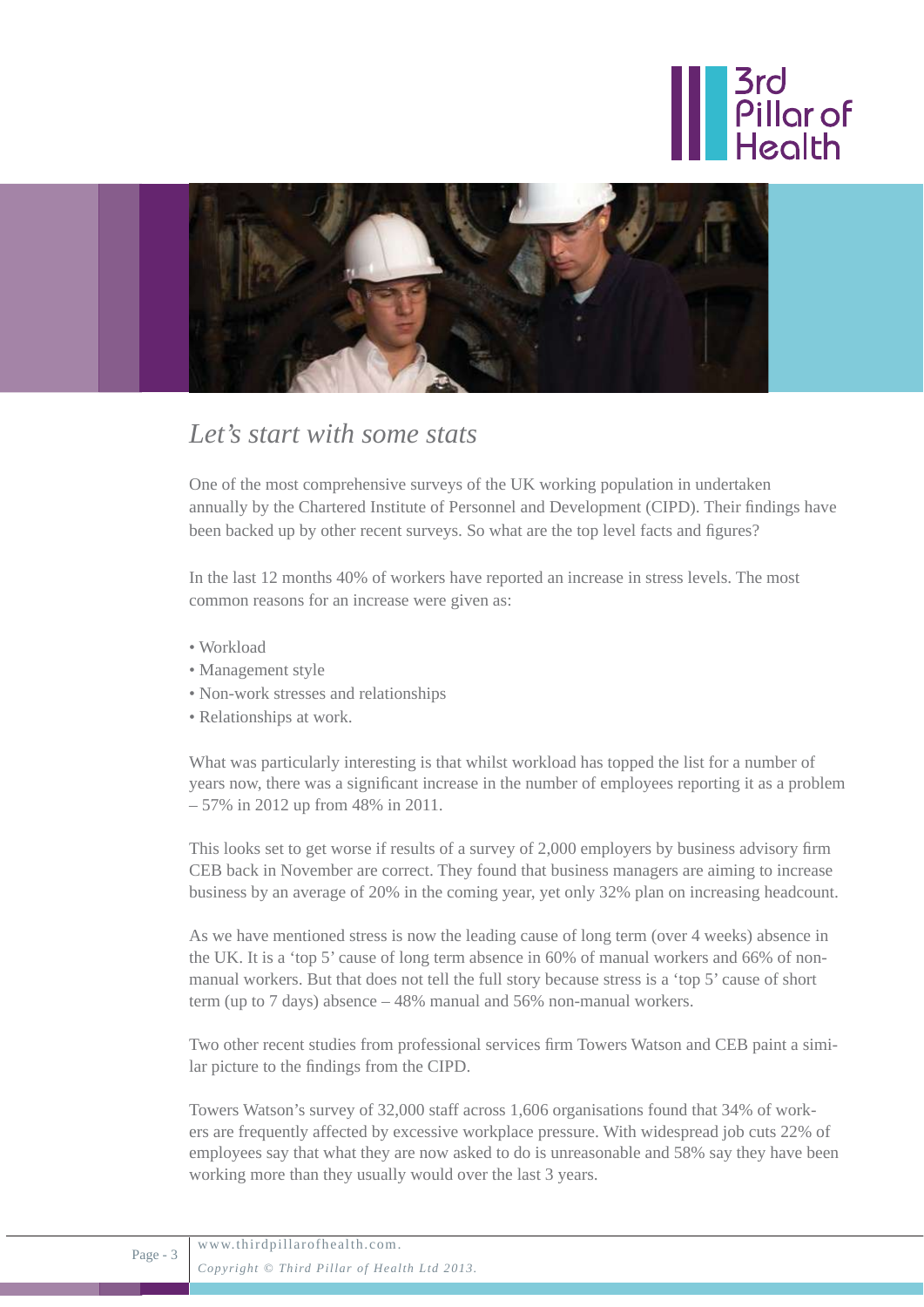## *Let's start with some stats*

One of the most comprehensive surveys of the UK working population in undertaken annually by the Chartered Institute of Personnel and Development (CIPD). Their findings have been backed up by other recent surveys. So what are the top level facts and figures?

In the last 12 months 40% of workers have reported an increase in stress levels. The most common reasons for an increase were given as:

- Workload
- Management style
- Non-work stresses and relationships
- Relationships at work.

What was particularly interesting is that whilst workload has topped the list for a number of years now, there was a significant increase in the number of employees reporting it as a problem – 57% in 2012 up from 48% in 2011.

This looks set to get worse if results of a survey of 2,000 employers by business advisory firm CEB back in November are correct. They found that business managers are aiming to increase business by an average of 20% in the coming year, yet only 32% plan on increasing headcount.

As we have mentioned stress is now the leading cause of long term (over 4 weeks) absence in the UK. It is a 'top 5' cause of long term absence in 60% of manual workers and 66% of non-manual workers. But that does not tell the full story because stress is a 'top 5' cause of short term (up to 7 days) absence – 48% manual and 56% non-manual workers.

Two other recent studies from professional services firm Towers Watson and CEB paint a similar picture to the findings from the CIPD.

Towers Watson's survey of 32,000 staff across 1,606 organisations found that 34% of workers are frequently affected by excessive workplace pressure. With widespread job cuts 22% of employees say that what they are now asked to do is unreasonable and 58% say they have been working more than they usually would over the last 3 years.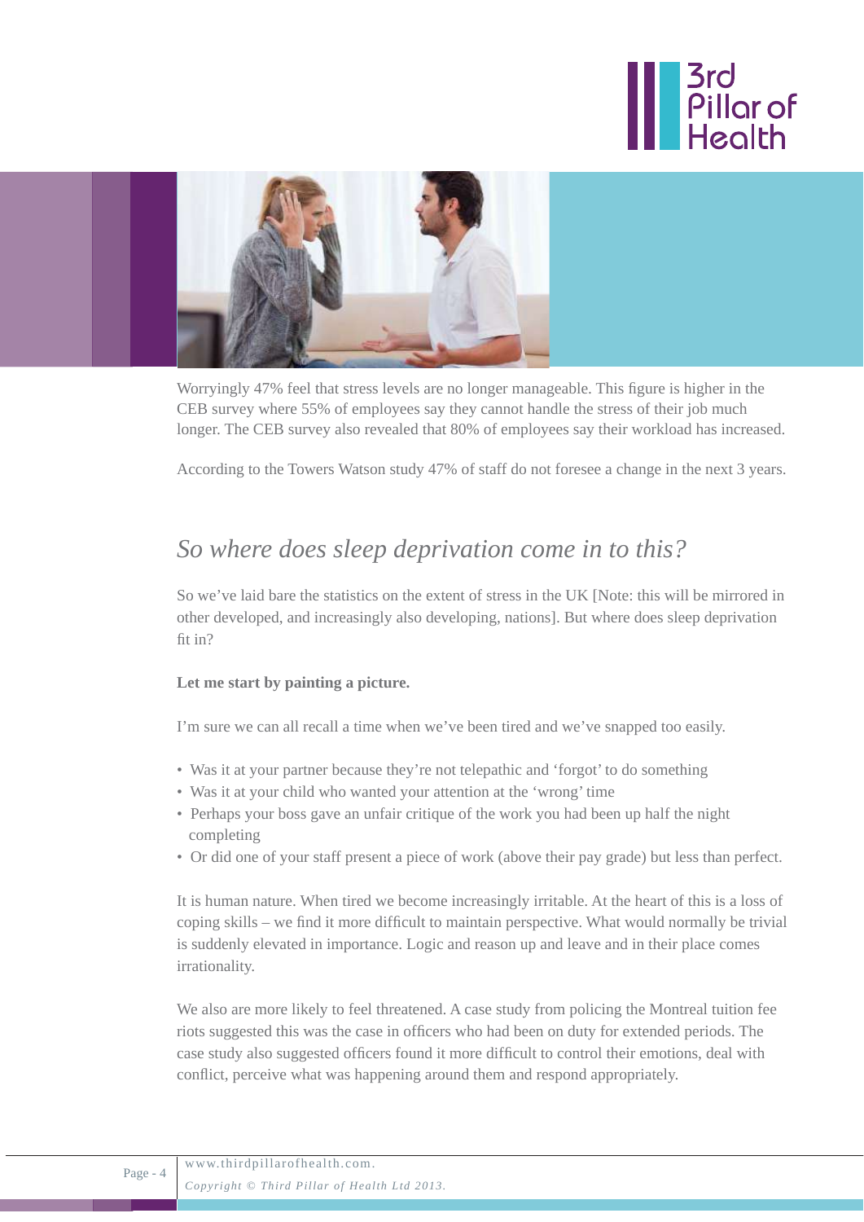Worryingly 47% feel that stress levels are no longer manageable. This figure is higher in the CEB survey where 55% of employees say they cannot handle the stress of their job much longer. The CEB survey also revealed that 80% of employees say their workload has increased.

According to the Towers Watson study 47% of staff do not foresee a change in the next 3 years.

## *So where does sleep deprivation come in to this?*

So we've laid bare the statistics on the extent of stress in the UK [Note: this will be mirrored in other developed, and increasingly also developing, nations]. But where does sleep deprivation fit in?

**Let me start by painting a picture.**

I'm sure we can all recall a time when we've been tired and we've snapped too easily.

- Was it at your partner because they're not telepathic and 'forgot' to do something
- Was it at your child who wanted your attention at the 'wrong' time
- Perhaps your boss gave an unfair critique of the work you had been up half the night completing
- Or did one of your staff present a piece of work (above their pay grade) but less than perfect.

It is human nature. When tired we become increasingly irritable. At the heart of this is a loss of coping skills – we find it more difficult to maintain perspective. What would normally be trivial is suddenly elevated in importance. Logic and reason up and leave and in their place comes irrationality.

We also are more likely to feel threatened. A case study from policing the Montreal tuition fee riots suggested this was the case in officers who had been on duty for extended periods. The case study also suggested officers found it more difficult to control their emotions, deal with conflict, perceive what was happening around them and respond appropriately.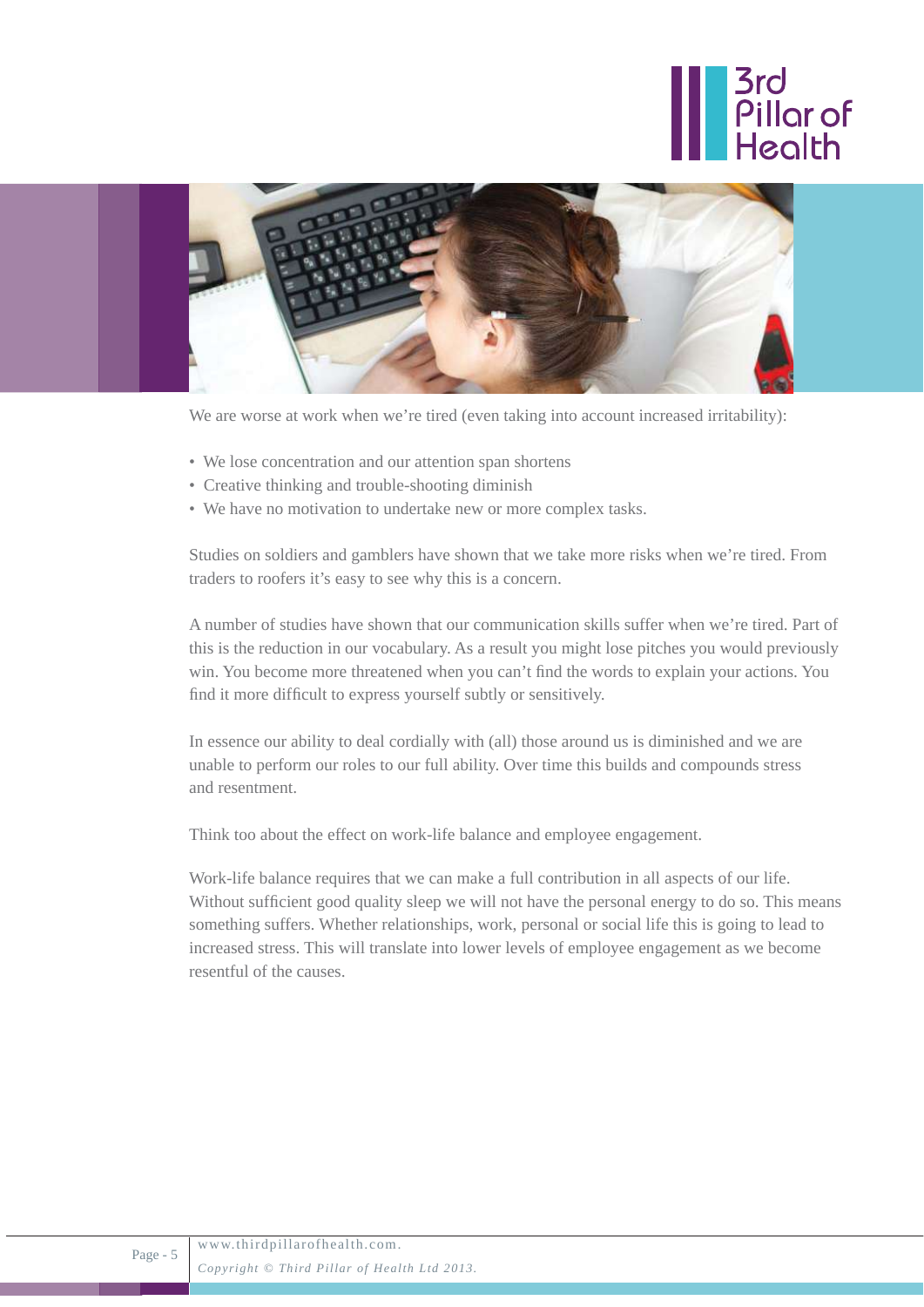We are worse at work when we're tired (even taking into account increased irritability):

- We lose concentration and our attention span shortens
- Creative thinking and trouble-shooting diminish
- We have no motivation to undertake new or more complex tasks.

Studies on soldiers and gamblers have shown that we take more risks when we're tired. From traders to roofers it's easy to see why this is a concern.

A number of studies have shown that our communication skills suffer when we're tired. Part of this is the reduction in our vocabulary. As a result you might lose pitches you would previously win. You become more threatened when you can't find the words to explain your actions. You find it more difficult to express yourself subtly or sensitively.

In essence our ability to deal cordially with (all) those around us is diminished and we are unable to perform our roles to our full ability. Over time this builds and compounds stress and resentment.

Think too about the effect on work-life balance and employee engagement.

Work-life balance requires that we can make a full contribution in all aspects of our life. Without sufficient good quality sleep we will not have the personal energy to do so. This means something suffers. Whether relationships, work, personal or social life this is going to lead to increased stress. This will translate into lower levels of employee engagement as we become resentful of the causes.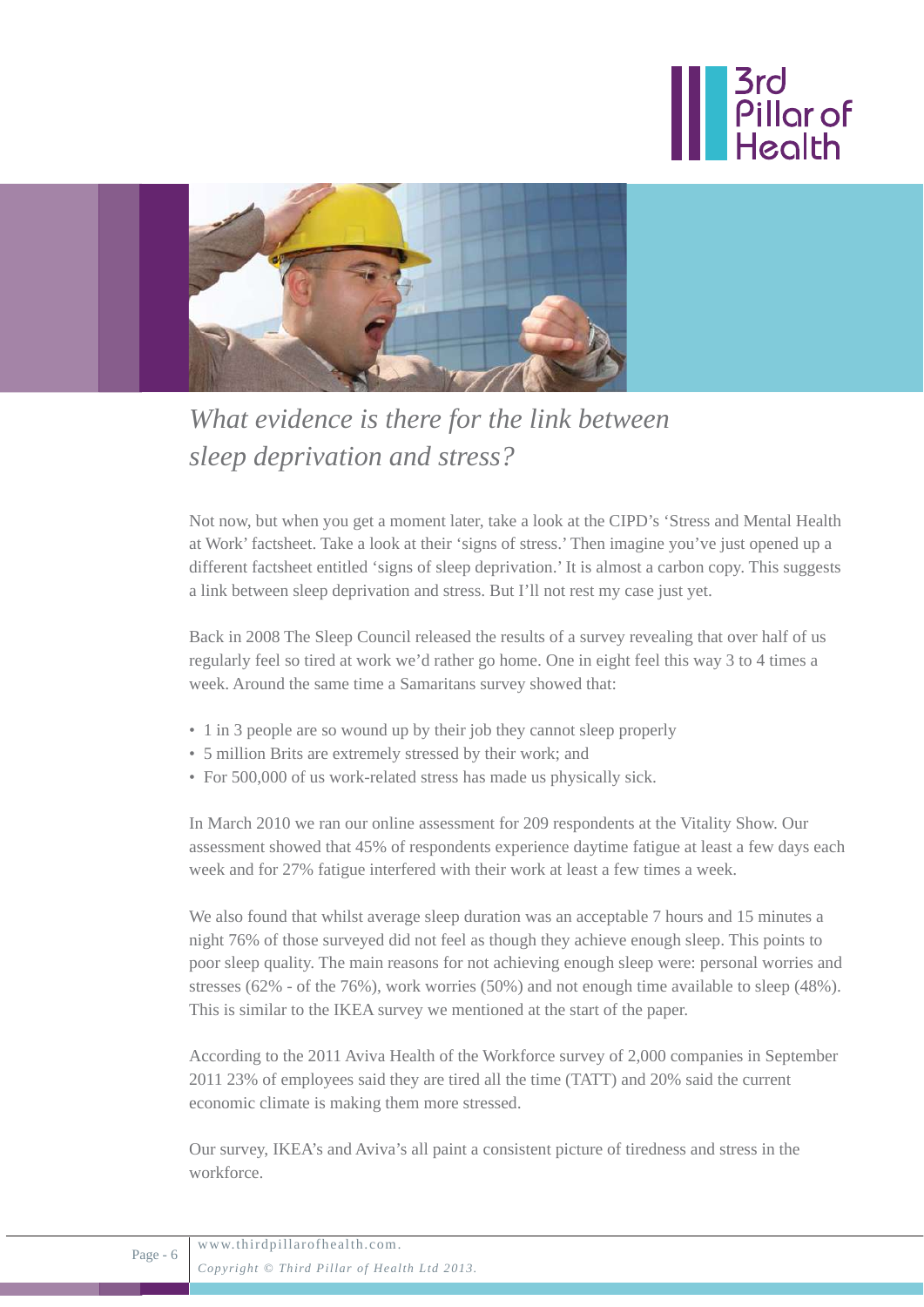## *What evidence is there for the link between sleep deprivation and stress?*

Not now, but when you get a moment later, take a look at the CIPD's 'Stress and Mental Health at Work' factsheet. Take a look at their 'signs of stress.' Then imagine you've just opened up a different factsheet entitled 'signs of sleep deprivation.' It is almost a carbon copy. This suggests a link between sleep deprivation and stress. But I'll not rest my case just yet.

Back in 2008 The Sleep Council released the results of a survey revealing that over half of us regularly feel so tired at work we'd rather go home. One in eight feel this way 3 to 4 times a week. Around the same time a Samaritans survey showed that:

- 1 in 3 people are so wound up by their job they cannot sleep properly
- 5 million Brits are extremely stressed by their work; and
- For 500,000 of us work-related stress has made us physically sick.

In March 2010 we ran our online assessment for 209 respondents at the Vitality Show. Our assessment showed that 45% of respondents experience daytime fatigue at least a few days each week and for 27% fatigue interfered with their work at least a few times a week.

We also found that whilst average sleep duration was an acceptable 7 hours and 15 minutes a night 76% of those surveyed did not feel as though they achieve enough sleep. This points to poor sleep quality. The main reasons for not achieving enough sleep were: personal worries and stresses (62% - of the 76%), work worries (50%) and not enough time available to sleep (48%). This is similar to the IKEA survey we mentioned at the start of the paper.

According to the 2011 Aviva Health of the Workforce survey of 2,000 companies in September 2011 23% of employees said they are tired all the time (TATT) and 20% said the current economic climate is making them more stressed.

Our survey, IKEA's and Aviva's all paint a consistent picture of tiredness and stress in the workforce.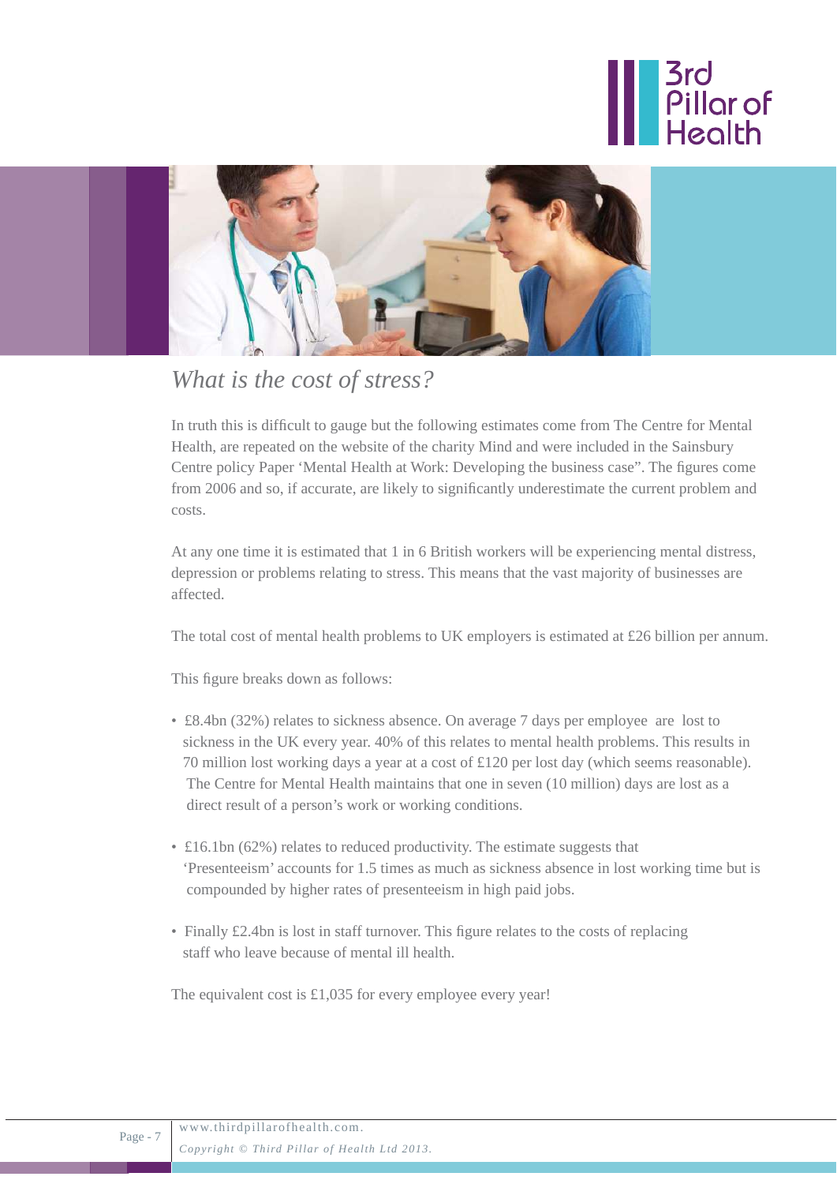## *What is the cost of stress?*

In truth this is difficult to gauge but the following estimates come from The Centre for Mental Health, are repeated on the website of the charity Mind and were included in the Sainsbury Centre policy Paper 'Mental Health at Work: Developing the business case". The figures come from 2006 and so, if accurate, are likely to significantly underestimate the current problem and costs.

At any one time it is estimated that 1 in 6 British workers will be experiencing mental distress, depression or problems relating to stress. This means that the vast majority of businesses are affected.

The total cost of mental health problems to UK employers is estimated at £26 billion per annum.

This figure breaks down as follows:

- £8.4bn (32%) relates to sickness absence. On average 7 days per employee are lost to sickness in the UK every year. 40% of this relates to mental health problems. This results in 70 million lost working days a year at a cost of £120 per lost day (which seems reasonable). The Centre for Mental Health maintains that one in seven (10 million) days are lost as a direct result of a person's work or working conditions.

- £16.1bn (62%) relates to reduced productivity. The estimate suggests that 'Presenteeism' accounts for 1.5 times as much as sickness absence in lost working time but is compounded by higher rates of presenteeism in high paid jobs.

- Finally £2.4bn is lost in staff turnover. This figure relates to the costs of replacing staff who leave because of mental ill health.

The equivalent cost is £1,035 for every employee every year!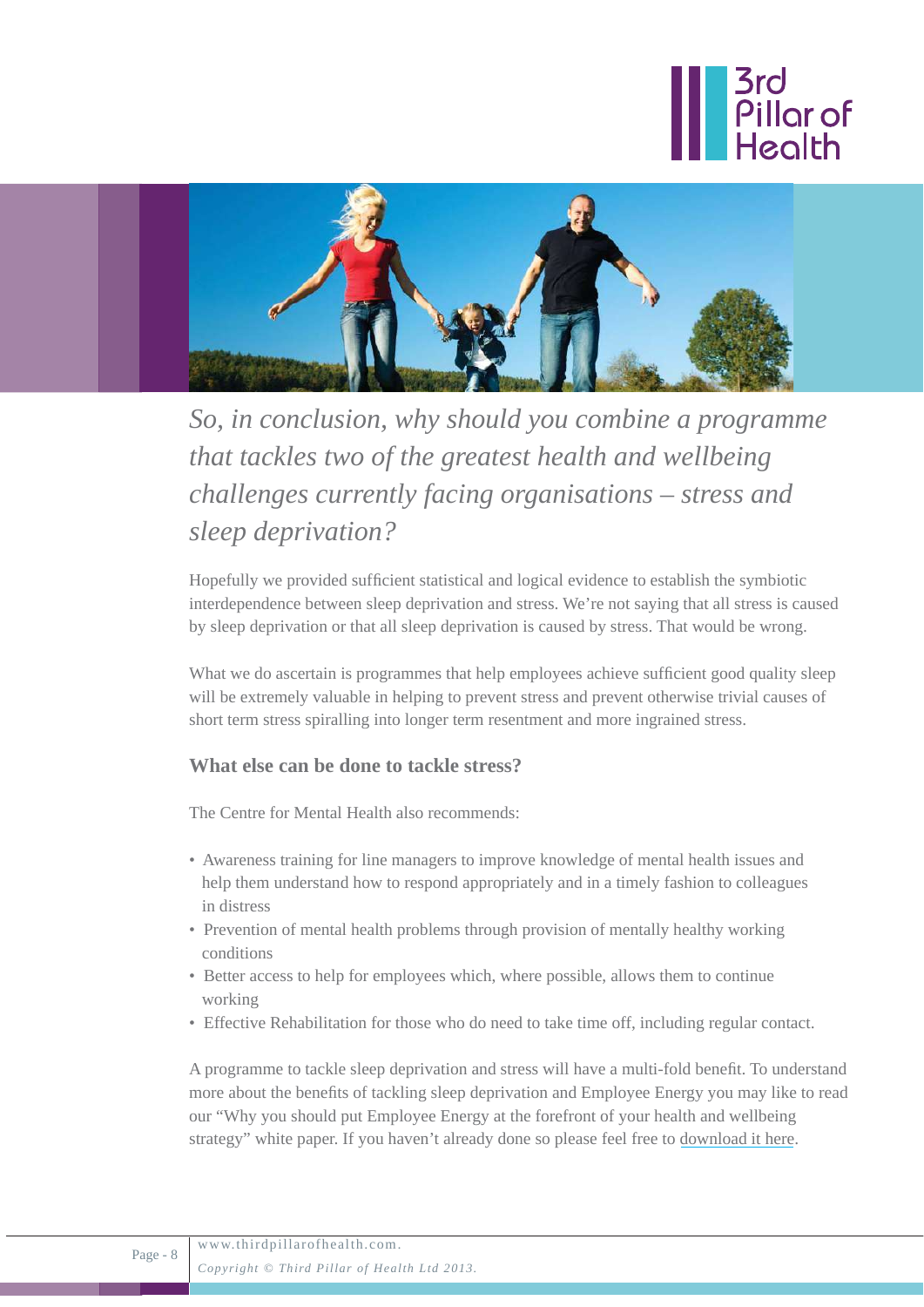*So, in conclusion, why should you combine a programme that tackles two of the greatest health and wellbeing challenges currently facing organisations – stress and sleep deprivation?*

Hopefully we provided sufficient statistical and logical evidence to establish the symbiotic interdependence between sleep deprivation and stress. We're not saying that all stress is caused by sleep deprivation or that all sleep deprivation is caused by stress. That would be wrong.

What we do ascertain is programmes that help employees achieve sufficient good quality sleep will be extremely valuable in helping to prevent stress and prevent otherwise trivial causes of short term stress spiralling into longer term resentment and more ingrained stress.

### What else can be done to tackle stress?

The Centre for Mental Health also recommends:

- Awareness training for line managers to improve knowledge of mental health issues and help them understand how to respond appropriately and in a timely fashion to colleagues in distress
- Prevention of mental health problems through provision of mentally healthy working conditions
- Better access to help for employees which, where possible, allows them to continue working
- Effective Rehabilitation for those who do need to take time off, including regular contact.

A programme to tackle sleep deprivation and stress will have a multi-fold benefit. To understand more about the benefits of tackling sleep deprivation and Employee Energy you may like to read our "Why you should put Employee Energy at the forefront of your health and wellbeing strategy" white paper. If you haven't already done so please feel free to download it here.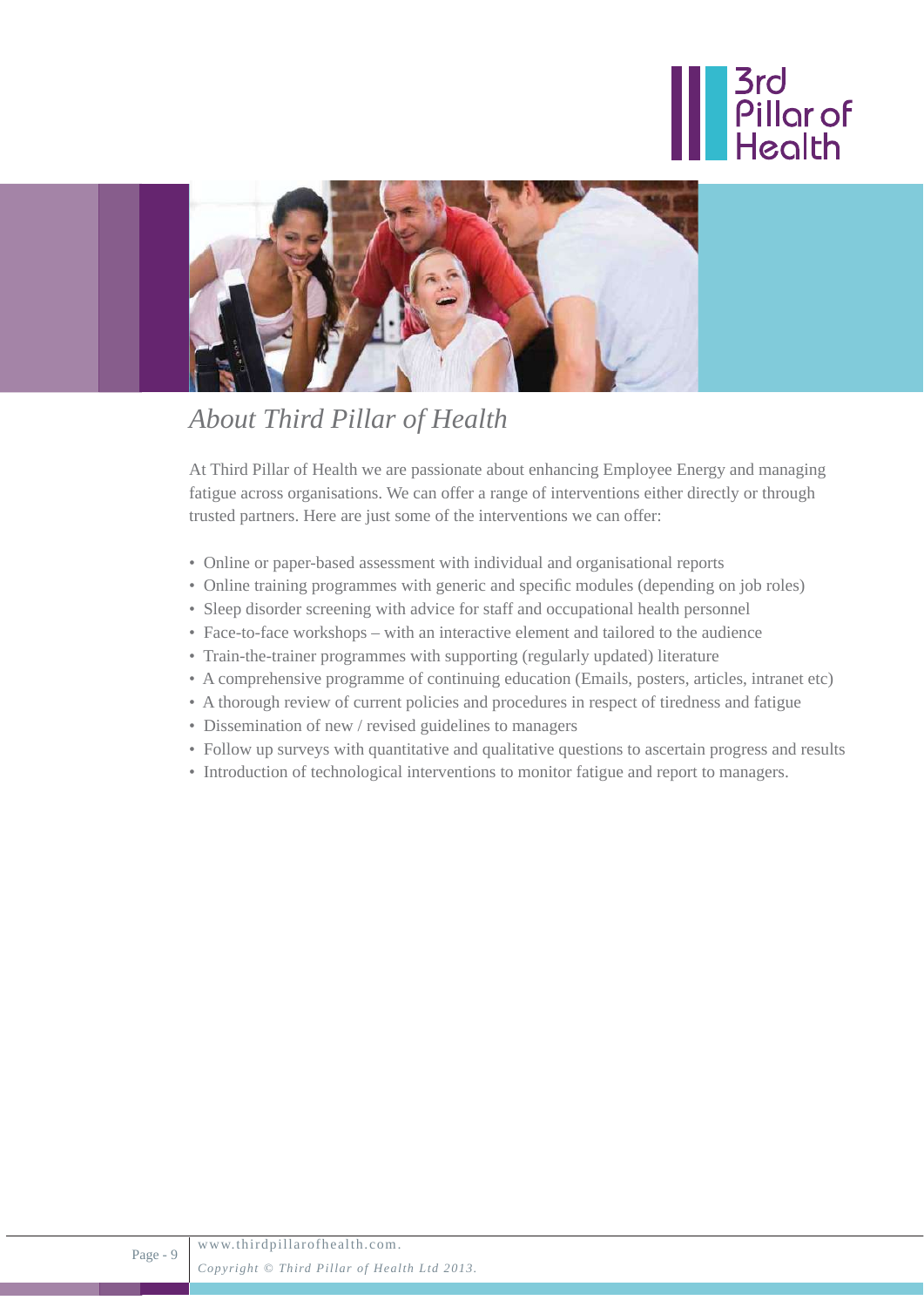# *About Third Pillar of Health*

At Third Pillar of Health we are passionate about enhancing Employee Energy and managing fatigue across organisations. We can offer a range of interventions either directly or through trusted partners. Here are just some of the interventions we can offer:

- Online or paper-based assessment with individual and organisational reports
- Online training programmes with generic and specific modules (depending on job roles)
- Sleep disorder screening with advice for staff and occupational health personnel
- Face-to-face workshops – with an interactive element and tailored to the audience
- Train-the-trainer programmes with supporting (regularly updated) literature
- A comprehensive programme of continuing education (Emails, posters, articles, intranet etc)
- A thorough review of current policies and procedures in respect of tiredness and fatigue
- Dissemination of new / revised guidelines to managers
- Follow up surveys with quantitative and qualitative questions to ascertain progress and results
- Introduction of technological interventions to monitor fatigue and report to managers.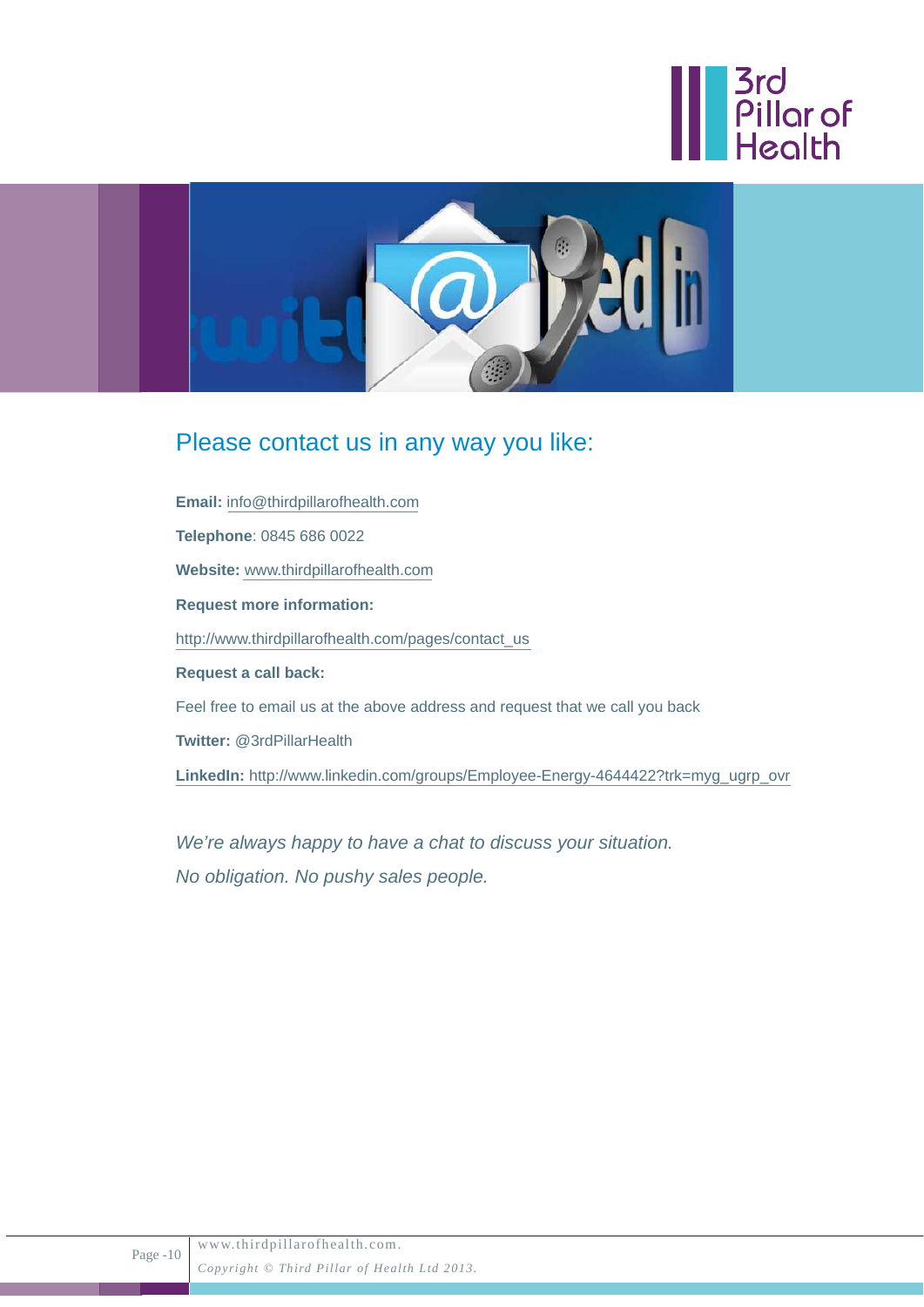## Please contact us in any way you like:

**Email:** info@thirdpillarofhealth.com

**Telephone**: 0845 686 0022

**Website:** www.thirdpillarofhealth.com

**Request more information:**

http://www.thirdpillarofhealth.com/pages/contact_us

**Request a call back:**

Feel free to email us at the above address and request that we call you back

**Twitter:** @3rdPillarHealth

**LinkedIn:** http://www.linkedin.com/groups/Employee-Energy-4644422?trk=myg_ugrp_ovr

*We're always happy to have a chat to discuss your situation.*

*No obligation. No pushy sales people.*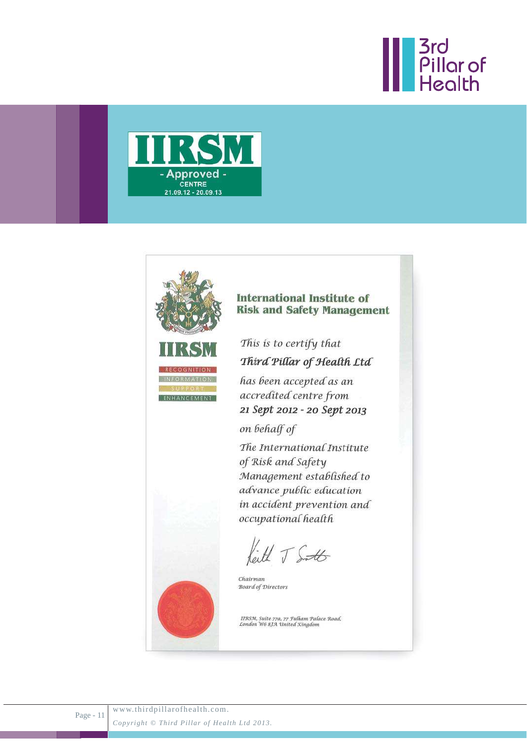IIRSM

- Approved -

CENTRE

21.09.12 - 20.09.13

IIRSM

RECOGNITION

INFORMATION

SUPPORT

ENHANCEMENT

**International Institute of Risk and Safety Management**

*This is to certify that*

*Third Pillar of Health Ltd*

*has been accepted as an accredited centre from*

***21 Sept 2012 - 20 Sept 2013***

*on behalf of*

*The International Institute of Risk and Safety Management established to advance public education in accident prevention and occupational health*

*Chairman*
*Board of Directors*

*IIRSM, Suite 77a, 77 Fulham Palace Road, London W6 8JA United Kingdom*